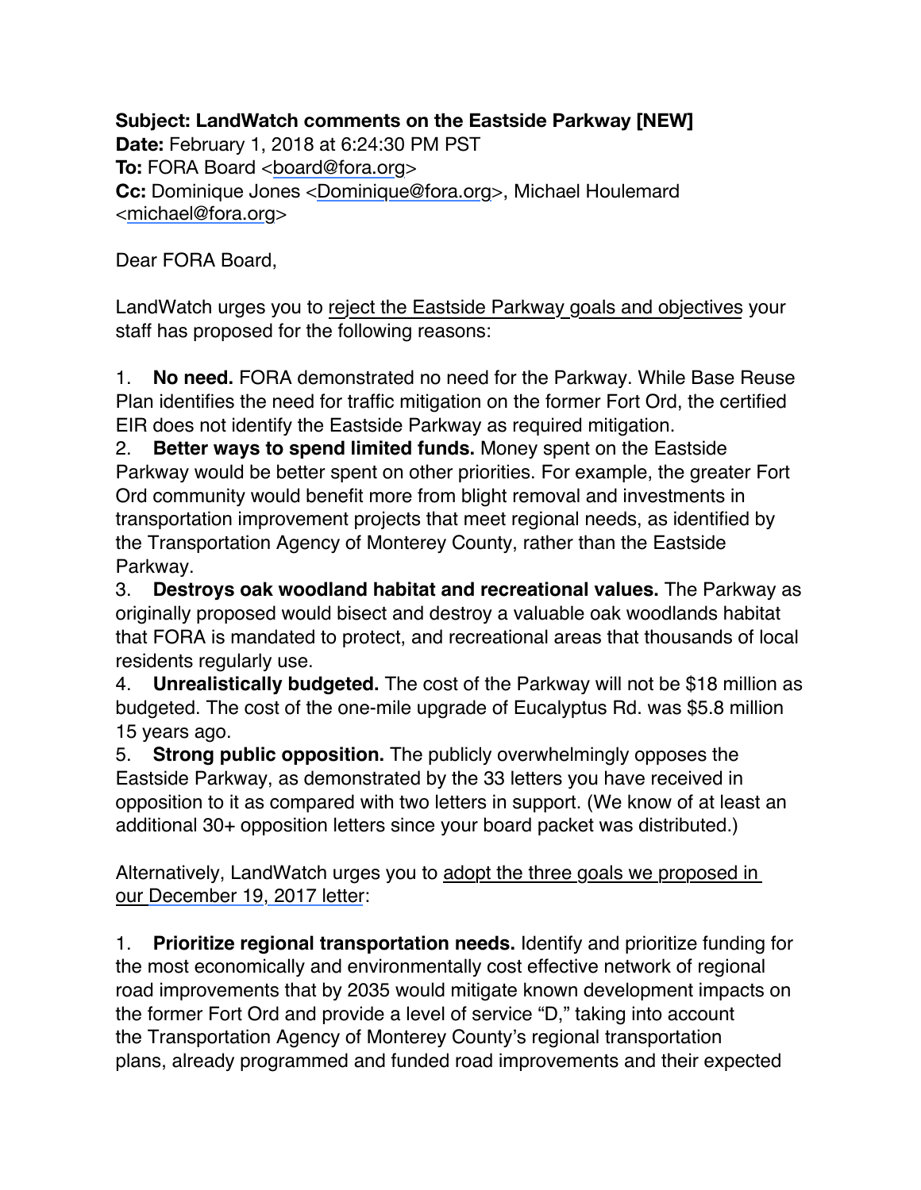**Subject: LandWatch comments on the Eastside Parkway [NEW]**
**Date:** February 1, 2018 at 6:24:30 PM PST
**To:** FORA Board <board@fora.org>
**Cc:** Dominique Jones <Dominique@fora.org>, Michael Houlemard <michael@fora.org>

Dear FORA Board,

LandWatch urges you to reject the Eastside Parkway goals and objectives your staff has proposed for the following reasons:

1. **No need.** FORA demonstrated no need for the Parkway. While Base Reuse Plan identifies the need for traffic mitigation on the former Fort Ord, the certified EIR does not identify the Eastside Parkway as required mitigation.
2. **Better ways to spend limited funds.** Money spent on the Eastside Parkway would be better spent on other priorities. For example, the greater Fort Ord community would benefit more from blight removal and investments in transportation improvement projects that meet regional needs, as identified by the Transportation Agency of Monterey County, rather than the Eastside Parkway.
3. **Destroys oak woodland habitat and recreational values.** The Parkway as originally proposed would bisect and destroy a valuable oak woodlands habitat that FORA is mandated to protect, and recreational areas that thousands of local residents regularly use.
4. **Unrealistically budgeted.** The cost of the Parkway will not be $18 million as budgeted. The cost of the one-mile upgrade of Eucalyptus Rd. was $5.8 million 15 years ago.
5. **Strong public opposition.** The publicly overwhelmingly opposes the Eastside Parkway, as demonstrated by the 33 letters you have received in opposition to it as compared with two letters in support. (We know of at least an additional 30+ opposition letters since your board packet was distributed.)

Alternatively, LandWatch urges you to adopt the three goals we proposed in our December 19, 2017 letter:

1. **Prioritize regional transportation needs.** Identify and prioritize funding for the most economically and environmentally cost effective network of regional road improvements that by 2035 would mitigate known development impacts on the former Fort Ord and provide a level of service "D," taking into account the Transportation Agency of Monterey County's regional transportation plans, already programmed and funded road improvements and their expected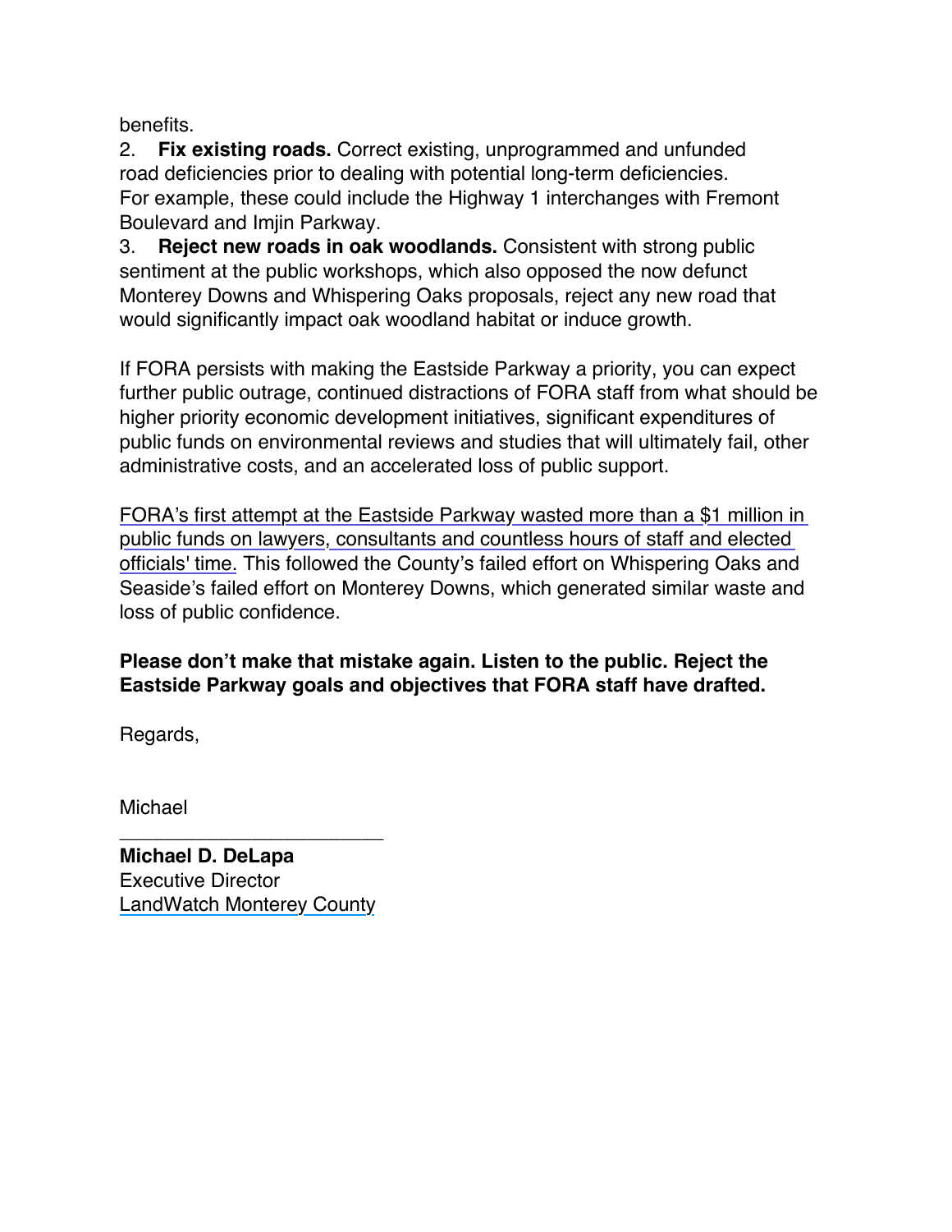benefits.

2. **Fix existing roads.** Correct existing, unprogrammed and unfunded road deficiencies prior to dealing with potential long-term deficiencies. For example, these could include the Highway 1 interchanges with Fremont Boulevard and Imjin Parkway.

3. **Reject new roads in oak woodlands.** Consistent with strong public sentiment at the public workshops, which also opposed the now defunct Monterey Downs and Whispering Oaks proposals, reject any new road that would significantly impact oak woodland habitat or induce growth.

If FORA persists with making the Eastside Parkway a priority, you can expect further public outrage, continued distractions of FORA staff from what should be higher priority economic development initiatives, significant expenditures of public funds on environmental reviews and studies that will ultimately fail, other administrative costs, and an accelerated loss of public support.

FORA's first attempt at the Eastside Parkway wasted more than a $1 million in public funds on lawyers, consultants and countless hours of staff and elected officials' time. This followed the County's failed effort on Whispering Oaks and Seaside's failed effort on Monterey Downs, which generated similar waste and loss of public confidence.

**Please don't make that mistake again. Listen to the public. Reject the Eastside Parkway goals and objectives that FORA staff have drafted.**

Regards,

Michael

________________________

**Michael D. DeLapa**
Executive Director
LandWatch Monterey County